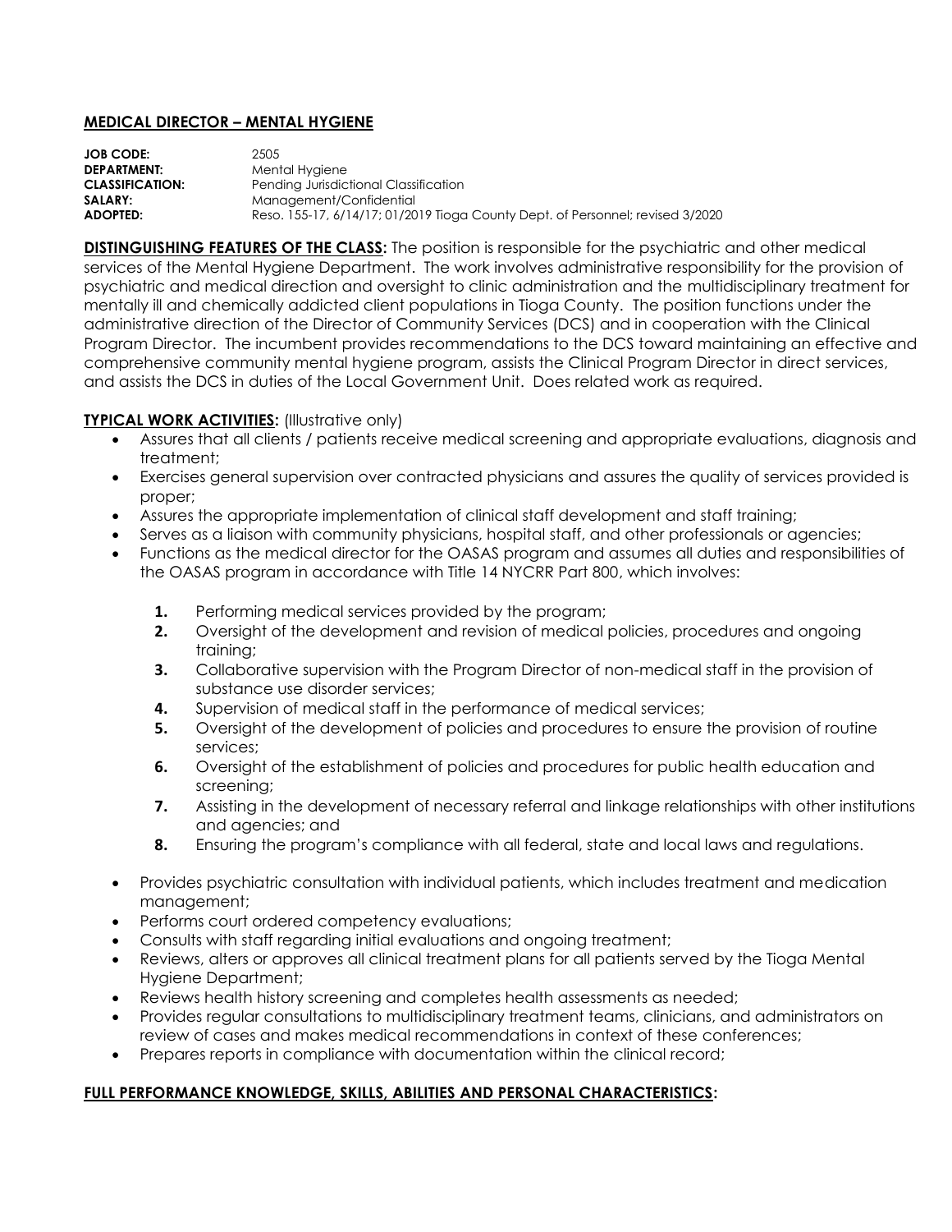## MEDICAL DIRECTOR – MENTAL HYGIENE

**JOB CODE:** 2505
**DEPARTMENT:** Mental Hygiene
**CLASSIFICATION:** Pending Jurisdictional Classification
**SALARY:** Management/Confidential
**ADOPTED:** Reso. 155-17, 6/14/17; 01/2019 Tioga County Dept. of Personnel; revised 3/2020

**DISTINGUISHING FEATURES OF THE CLASS:** The position is responsible for the psychiatric and other medical services of the Mental Hygiene Department. The work involves administrative responsibility for the provision of psychiatric and medical direction and oversight to clinic administration and the multidisciplinary treatment for mentally ill and chemically addicted client populations in Tioga County. The position functions under the administrative direction of the Director of Community Services (DCS) and in cooperation with the Clinical Program Director. The incumbent provides recommendations to the DCS toward maintaining an effective and comprehensive community mental hygiene program, assists the Clinical Program Director in direct services, and assists the DCS in duties of the Local Government Unit. Does related work as required.

**TYPICAL WORK ACTIVITIES:** (Illustrative only)

- Assures that all clients / patients receive medical screening and appropriate evaluations, diagnosis and treatment;
- Exercises general supervision over contracted physicians and assures the quality of services provided is proper;
- Assures the appropriate implementation of clinical staff development and staff training;
- Serves as a liaison with community physicians, hospital staff, and other professionals or agencies;
- Functions as the medical director for the OASAS program and assumes all duties and responsibilities of the OASAS program in accordance with Title 14 NYCRR Part 800, which involves:
  1. Performing medical services provided by the program;
  2. Oversight of the development and revision of medical policies, procedures and ongoing training;
  3. Collaborative supervision with the Program Director of non-medical staff in the provision of substance use disorder services;
  4. Supervision of medical staff in the performance of medical services;
  5. Oversight of the development of policies and procedures to ensure the provision of routine services;
  6. Oversight of the establishment of policies and procedures for public health education and screening;
  7. Assisting in the development of necessary referral and linkage relationships with other institutions and agencies; and
  8. Ensuring the program's compliance with all federal, state and local laws and regulations.
- Provides psychiatric consultation with individual patients, which includes treatment and medication management;
- Performs court ordered competency evaluations;
- Consults with staff regarding initial evaluations and ongoing treatment;
- Reviews, alters or approves all clinical treatment plans for all patients served by the Tioga Mental Hygiene Department;
- Reviews health history screening and completes health assessments as needed;
- Provides regular consultations to multidisciplinary treatment teams, clinicians, and administrators on review of cases and makes medical recommendations in context of these conferences;
- Prepares reports in compliance with documentation within the clinical record;

**FULL PERFORMANCE KNOWLEDGE, SKILLS, ABILITIES AND PERSONAL CHARACTERISTICS:**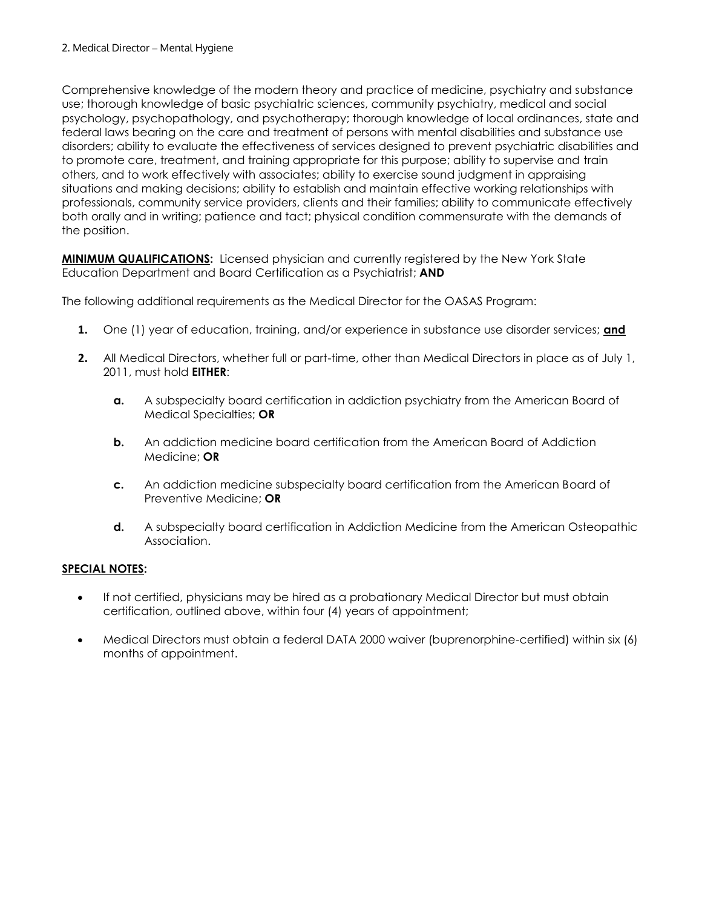Comprehensive knowledge of the modern theory and practice of medicine, psychiatry and substance use; thorough knowledge of basic psychiatric sciences, community psychiatry, medical and social psychology, psychopathology, and psychotherapy; thorough knowledge of local ordinances, state and federal laws bearing on the care and treatment of persons with mental disabilities and substance use disorders; ability to evaluate the effectiveness of services designed to prevent psychiatric disabilities and to promote care, treatment, and training appropriate for this purpose; ability to supervise and train others, and to work effectively with associates; ability to exercise sound judgment in appraising situations and making decisions; ability to establish and maintain effective working relationships with professionals, community service providers, clients and their families; ability to communicate effectively both orally and in writing; patience and tact; physical condition commensurate with the demands of the position.

**MINIMUM QUALIFICATIONS:** Licensed physician and currently registered by the New York State Education Department and Board Certification as a Psychiatrist; **AND**

The following additional requirements as the Medical Director for the OASAS Program:

1. One (1) year of education, training, and/or experience in substance use disorder services; **and**
2. All Medical Directors, whether full or part-time, other than Medical Directors in place as of July 1, 2011, must hold **EITHER**:
   - **a.** A subspecialty board certification in addiction psychiatry from the American Board of Medical Specialties; **OR**
   - **b.** An addiction medicine board certification from the American Board of Addiction Medicine; **OR**
   - **c.** An addiction medicine subspecialty board certification from the American Board of Preventive Medicine; **OR**
   - **d.** A subspecialty board certification in Addiction Medicine from the American Osteopathic Association.

**SPECIAL NOTES:**

- If not certified, physicians may be hired as a probationary Medical Director but must obtain certification, outlined above, within four (4) years of appointment;
- Medical Directors must obtain a federal DATA 2000 waiver (buprenorphine-certified) within six (6) months of appointment.